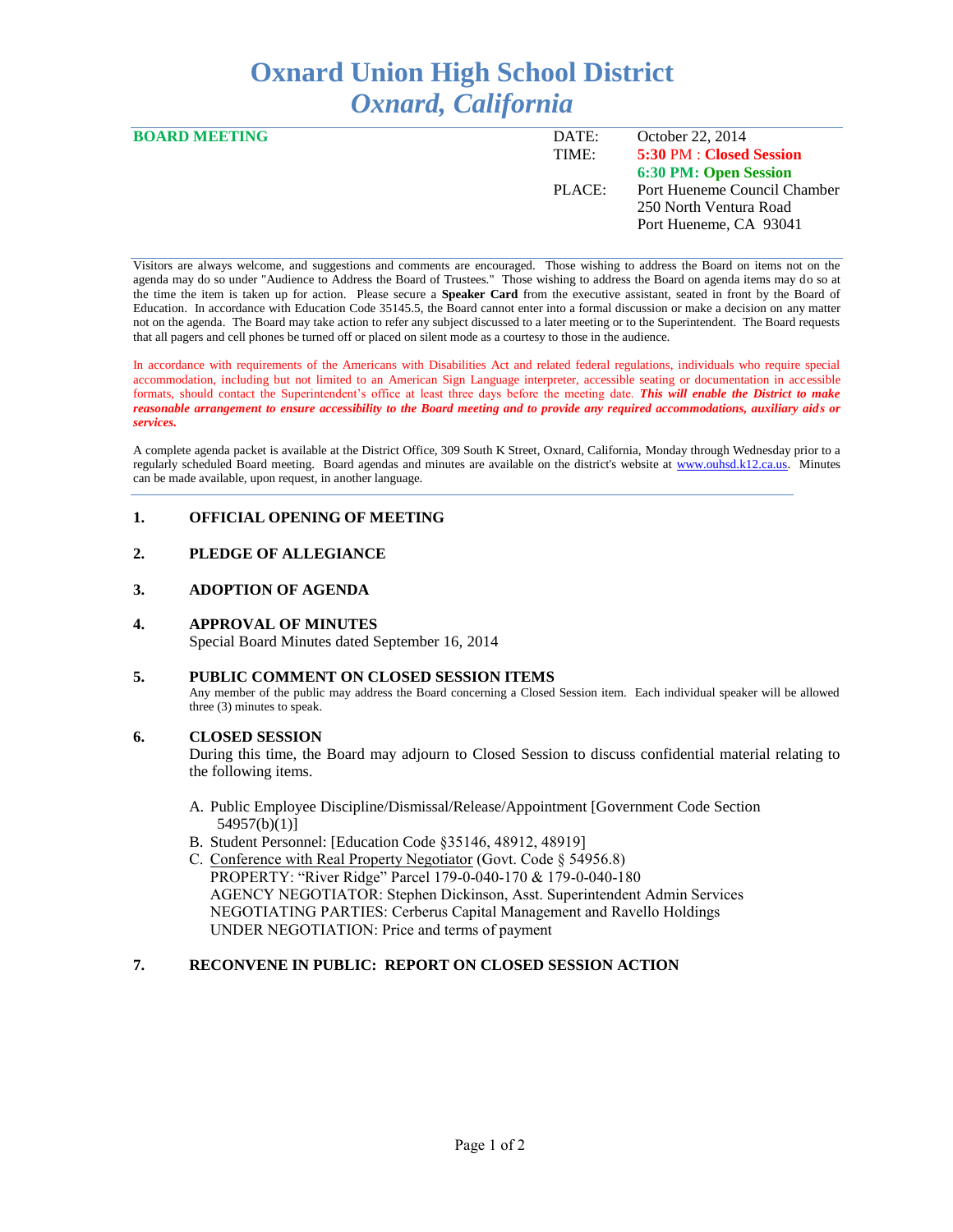# Oxnard Union High School District
## *Oxnard, California*

**BOARD MEETING**

| | |
|---|---|
| DATE: | October 22, 2014 |
| TIME: | **5:30 PM : Closed Session** |
| | **6:30 PM: Open Session** |
| PLACE: | Port Hueneme Council Chamber<br>250 North Ventura Road<br>Port Hueneme, CA 93041 |

Visitors are always welcome, and suggestions and comments are encouraged. Those wishing to address the Board on items not on the agenda may do so under "Audience to Address the Board of Trustees." Those wishing to address the Board on agenda items may do so at the time the item is taken up for action. Please secure a **Speaker Card** from the executive assistant, seated in front by the Board of Education. In accordance with Education Code 35145.5, the Board cannot enter into a formal discussion or make a decision on any matter not on the agenda. The Board may take action to refer any subject discussed to a later meeting or to the Superintendent. The Board requests that all pagers and cell phones be turned off or placed on silent mode as a courtesy to those in the audience.

In accordance with requirements of the Americans with Disabilities Act and related federal regulations, individuals who require special accommodation, including but not limited to an American Sign Language interpreter, accessible seating or documentation in accessible formats, should contact the Superintendent's office at least three days before the meeting date. ***This will enable the District to make reasonable arrangement to ensure accessibility to the Board meeting and to provide any required accommodations, auxiliary aids or services.***

A complete agenda packet is available at the District Office, 309 South K Street, Oxnard, California, Monday through Wednesday prior to a regularly scheduled Board meeting. Board agendas and minutes are available on the district's website at www.ouhsd.k12.ca.us. Minutes can be made available, upon request, in another language.

**1. OFFICIAL OPENING OF MEETING**

**2. PLEDGE OF ALLEGIANCE**

**3. ADOPTION OF AGENDA**

**4. APPROVAL OF MINUTES**

Special Board Minutes dated September 16, 2014

**5. PUBLIC COMMENT ON CLOSED SESSION ITEMS**

Any member of the public may address the Board concerning a Closed Session item. Each individual speaker will be allowed three (3) minutes to speak.

**6. CLOSED SESSION**

During this time, the Board may adjourn to Closed Session to discuss confidential material relating to the following items.

A. Public Employee Discipline/Dismissal/Release/Appointment [Government Code Section 54957(b)(1)]

B. Student Personnel: [Education Code §35146, 48912, 48919]

C. Conference with Real Property Negotiator (Govt. Code § 54956.8)
PROPERTY: "River Ridge" Parcel 179-0-040-170 & 179-0-040-180
AGENCY NEGOTIATOR: Stephen Dickinson, Asst. Superintendent Admin Services
NEGOTIATING PARTIES: Cerberus Capital Management and Ravello Holdings
UNDER NEGOTIATION: Price and terms of payment

**7. RECONVENE IN PUBLIC: REPORT ON CLOSED SESSION ACTION**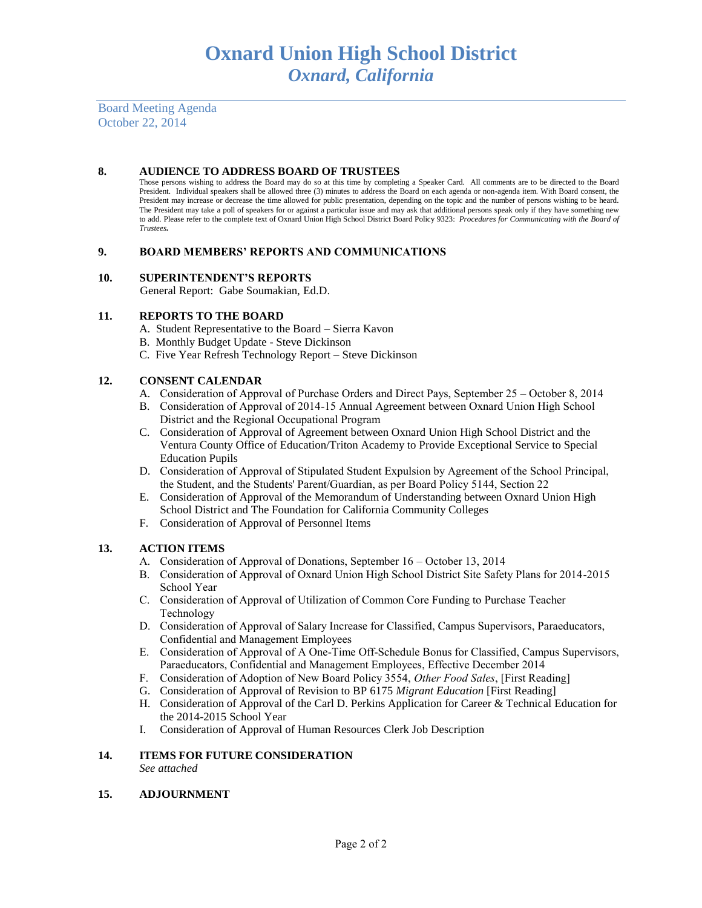# Oxnard Union High School District
## *Oxnard, California*

Board Meeting Agenda
October 22, 2014

**8. AUDIENCE TO ADDRESS BOARD OF TRUSTEES**

Those persons wishing to address the Board may do so at this time by completing a Speaker Card. All comments are to be directed to the Board President. Individual speakers shall be allowed three (3) minutes to address the Board on each agenda or non-agenda item. With Board consent, the President may increase or decrease the time allowed for public presentation, depending on the topic and the number of persons wishing to be heard. The President may take a poll of speakers for or against a particular issue and may ask that additional persons speak only if they have something new to add. Please refer to the complete text of Oxnard Union High School District Board Policy 9323: *Procedures for Communicating with the Board of Trustees.*

**9. BOARD MEMBERS' REPORTS AND COMMUNICATIONS**

**10. SUPERINTENDENT'S REPORTS**

General Report: Gabe Soumakian, Ed.D.

**11. REPORTS TO THE BOARD**

A. Student Representative to the Board – Sierra Kavon
B. Monthly Budget Update - Steve Dickinson
C. Five Year Refresh Technology Report – Steve Dickinson

**12. CONSENT CALENDAR**

A. Consideration of Approval of Purchase Orders and Direct Pays, September 25 – October 8, 2014
B. Consideration of Approval of 2014-15 Annual Agreement between Oxnard Union High School District and the Regional Occupational Program
C. Consideration of Approval of Agreement between Oxnard Union High School District and the Ventura County Office of Education/Triton Academy to Provide Exceptional Service to Special Education Pupils
D. Consideration of Approval of Stipulated Student Expulsion by Agreement of the School Principal, the Student, and the Students' Parent/Guardian, as per Board Policy 5144, Section 22
E. Consideration of Approval of the Memorandum of Understanding between Oxnard Union High School District and The Foundation for California Community Colleges
F. Consideration of Approval of Personnel Items

**13. ACTION ITEMS**

A. Consideration of Approval of Donations, September 16 – October 13, 2014
B. Consideration of Approval of Oxnard Union High School District Site Safety Plans for 2014-2015 School Year
C. Consideration of Approval of Utilization of Common Core Funding to Purchase Teacher Technology
D. Consideration of Approval of Salary Increase for Classified, Campus Supervisors, Paraeducators, Confidential and Management Employees
E. Consideration of Approval of A One-Time Off-Schedule Bonus for Classified, Campus Supervisors, Paraeducators, Confidential and Management Employees, Effective December 2014
F. Consideration of Adoption of New Board Policy 3554, *Other Food Sales*, [First Reading]
G. Consideration of Approval of Revision to BP 6175 *Migrant Education* [First Reading]
H. Consideration of Approval of the Carl D. Perkins Application for Career & Technical Education for the 2014-2015 School Year
I. Consideration of Approval of Human Resources Clerk Job Description

**14. ITEMS FOR FUTURE CONSIDERATION**

*See attached*

**15. ADJOURNMENT**